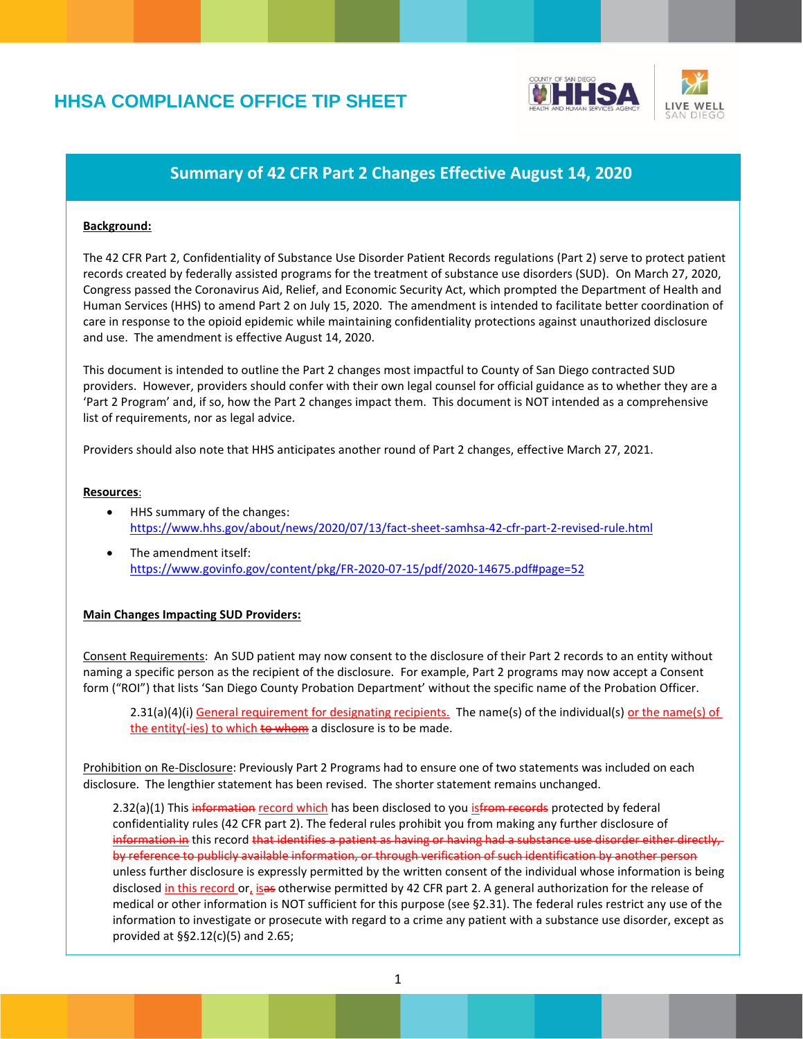// HHSA COMPLIANCE OFFICE TIP SHEET

## Summary of 42 CFR Part 2 Changes Effective August 14, 2020

**Background:**

The 42 CFR Part 2, Confidentiality of Substance Use Disorder Patient Records regulations (Part 2) serve to protect patient records created by federally assisted programs for the treatment of substance use disorders (SUD). On March 27, 2020, Congress passed the Coronavirus Aid, Relief, and Economic Security Act, which prompted the Department of Health and Human Services (HHS) to amend Part 2 on July 15, 2020. The amendment is intended to facilitate better coordination of care in response to the opioid epidemic while maintaining confidentiality protections against unauthorized disclosure and use. The amendment is effective August 14, 2020.

This document is intended to outline the Part 2 changes most impactful to County of San Diego contracted SUD providers. However, providers should confer with their own legal counsel for official guidance as to whether they are a 'Part 2 Program' and, if so, how the Part 2 changes impact them. This document is NOT intended as a comprehensive list of requirements, nor as legal advice.

Providers should also note that HHS anticipates another round of Part 2 changes, effective March 27, 2021.

**Resources:**

- HHS summary of the changes: https://www.hhs.gov/about/news/2020/07/13/fact-sheet-samhsa-42-cfr-part-2-revised-rule.html
- The amendment itself: https://www.govinfo.gov/content/pkg/FR-2020-07-15/pdf/2020-14675.pdf#page=52

**Main Changes Impacting SUD Providers:**

Consent Requirements: An SUD patient may now consent to the disclosure of their Part 2 records to an entity without naming a specific person as the recipient of the disclosure. For example, Part 2 programs may now accept a Consent form ("ROI") that lists 'San Diego County Probation Department' without the specific name of the Probation Officer.

> 2.31(a)(4)(i) General requirement for designating recipients. The name(s) of the individual(s) or the name(s) of the entity(-ies) to which ~~to whom~~ a disclosure is to be made.

Prohibition on Re-Disclosure: Previously Part 2 Programs had to ensure one of two statements was included on each disclosure. The lengthier statement has been revised. The shorter statement remains unchanged.

> 2.32(a)(1) This ~~information~~ record which has been disclosed to you is~~from records~~ protected by federal confidentiality rules (42 CFR part 2). The federal rules prohibit you from making any further disclosure of ~~information in~~ this record ~~that identifies a patient as having or having had a substance use disorder either directly, by reference to publicly available information, or through verification of such identification by another person~~ unless further disclosure is expressly permitted by the written consent of the individual whose information is being disclosed in this record or, is~~as~~ otherwise permitted by 42 CFR part 2. A general authorization for the release of medical or other information is NOT sufficient for this purpose (see §2.31). The federal rules restrict any use of the information to investigate or prosecute with regard to a crime any patient with a substance use disorder, except as provided at §§2.12(c)(5) and 2.65;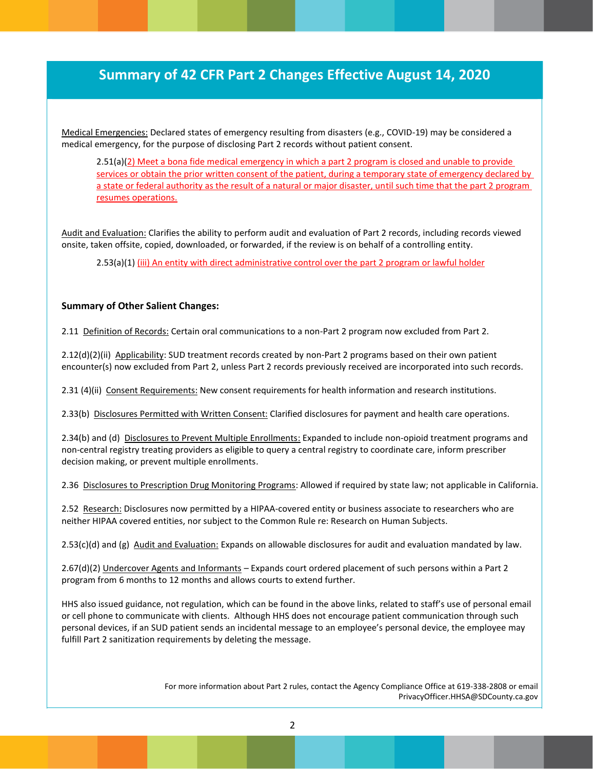# Summary of 42 CFR Part 2 Changes Effective August 14, 2020

Medical Emergencies: Declared states of emergency resulting from disasters (e.g., COVID-19) may be considered a medical emergency, for the purpose of disclosing Part 2 records without patient consent.

> 2.51(a)(2) Meet a bona fide medical emergency in which a part 2 program is closed and unable to provide services or obtain the prior written consent of the patient, during a temporary state of emergency declared by a state or federal authority as the result of a natural or major disaster, until such time that the part 2 program resumes operations.

Audit and Evaluation: Clarifies the ability to perform audit and evaluation of Part 2 records, including records viewed onsite, taken offsite, copied, downloaded, or forwarded, if the review is on behalf of a controlling entity.

> 2.53(a)(1) (iii) An entity with direct administrative control over the part 2 program or lawful holder

**Summary of Other Salient Changes:**

2.11 Definition of Records: Certain oral communications to a non-Part 2 program now excluded from Part 2.

2.12(d)(2)(ii) Applicability: SUD treatment records created by non-Part 2 programs based on their own patient encounter(s) now excluded from Part 2, unless Part 2 records previously received are incorporated into such records.

2.31 (4)(ii) Consent Requirements: New consent requirements for health information and research institutions.

2.33(b) Disclosures Permitted with Written Consent: Clarified disclosures for payment and health care operations.

2.34(b) and (d) Disclosures to Prevent Multiple Enrollments: Expanded to include non-opioid treatment programs and non-central registry treating providers as eligible to query a central registry to coordinate care, inform prescriber decision making, or prevent multiple enrollments.

2.36 Disclosures to Prescription Drug Monitoring Programs: Allowed if required by state law; not applicable in California.

2.52 Research: Disclosures now permitted by a HIPAA-covered entity or business associate to researchers who are neither HIPAA covered entities, nor subject to the Common Rule re: Research on Human Subjects.

2.53(c)(d) and (g) Audit and Evaluation: Expands on allowable disclosures for audit and evaluation mandated by law.

2.67(d)(2) Undercover Agents and Informants – Expands court ordered placement of such persons within a Part 2 program from 6 months to 12 months and allows courts to extend further.

HHS also issued guidance, not regulation, which can be found in the above links, related to staff's use of personal email or cell phone to communicate with clients. Although HHS does not encourage patient communication through such personal devices, if an SUD patient sends an incidental message to an employee's personal device, the employee may fulfill Part 2 sanitization requirements by deleting the message.

For more information about Part 2 rules, contact the Agency Compliance Office at 619-338-2808 or email PrivacyOfficer.HHSA@SDCounty.ca.gov